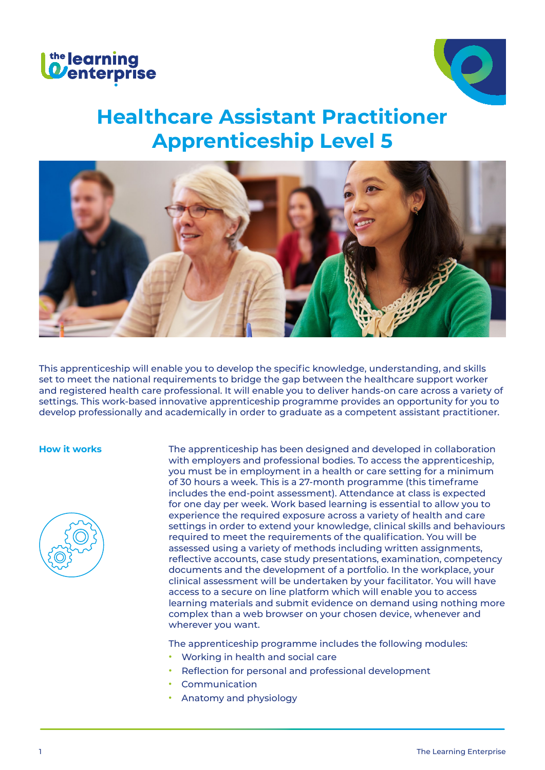# Healthcare Assistant Practitioner Apprenticeship Level 5

This apprenticeship will enable you to develop the specific knowledge, understanding, and skills set to meet the national requirements to bridge the gap between the healthcare support worker and registered health care professional. It will enable you to deliver hands-on care across a variety of settings. This work-based innovative apprenticeship programme provides an opportunity for you to develop professionally and academically in order to graduate as a competent assistant practitioner.

## How it works

The apprenticeship has been designed and developed in collaboration with employers and professional bodies. To access the apprenticeship, you must be in employment in a health or care setting for a minimum of 30 hours a week. This is a 27-month programme (this timeframe includes the end-point assessment). Attendance at class is expected for one day per week. Work based learning is essential to allow you to experience the required exposure across a variety of health and care settings in order to extend your knowledge, clinical skills and behaviours required to meet the requirements of the qualification. You will be assessed using a variety of methods including written assignments, reflective accounts, case study presentations, examination, competency documents and the development of a portfolio. In the workplace, your clinical assessment will be undertaken by your facilitator. You will have access to a secure on line platform which will enable you to access learning materials and submit evidence on demand using nothing more complex than a web browser on your chosen device, whenever and wherever you want.

The apprenticeship programme includes the following modules:

- Working in health and social care
- Reflection for personal and professional development
- Communication
- Anatomy and physiology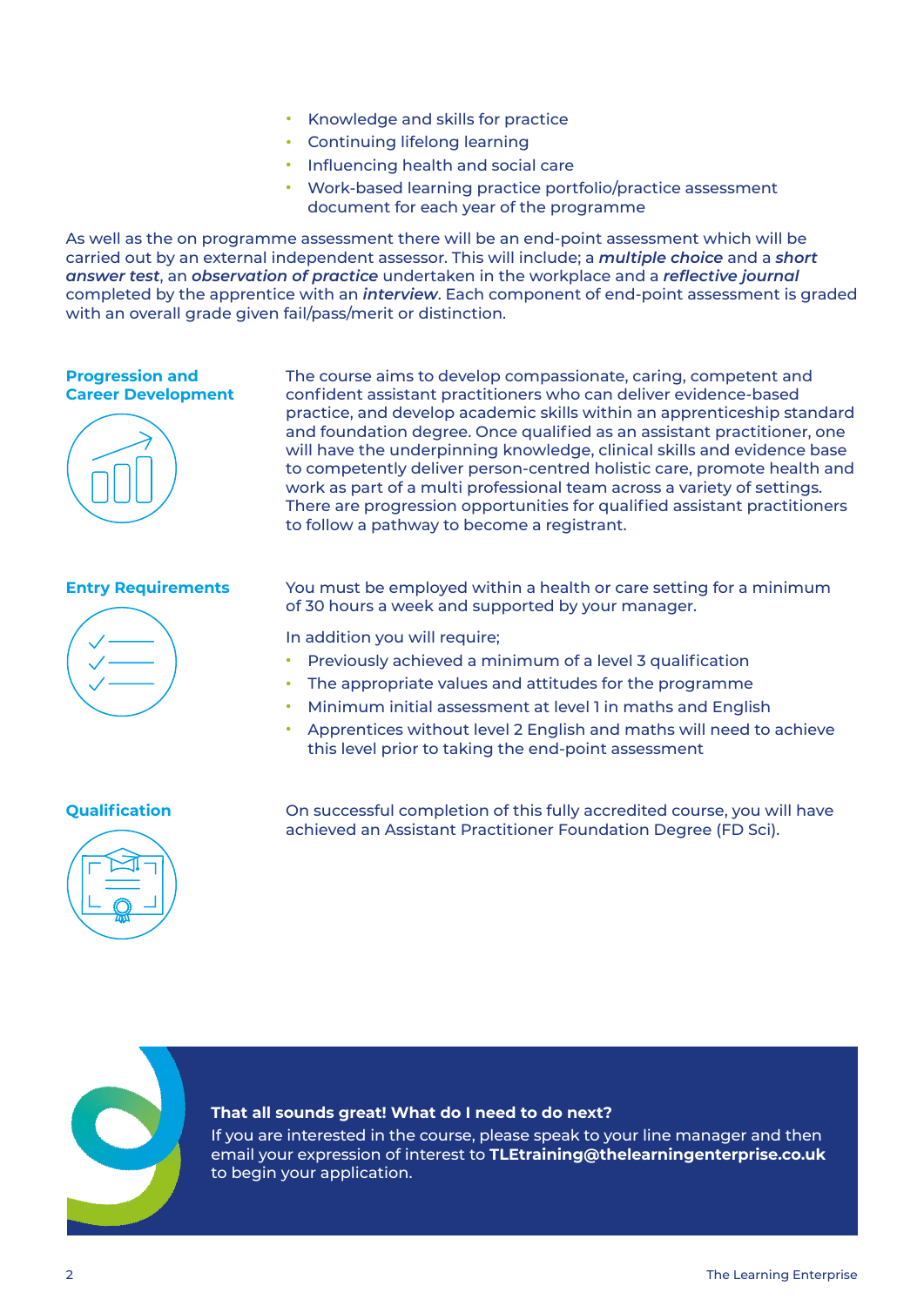- Knowledge and skills for practice
- Continuing lifelong learning
- Influencing health and social care
- Work-based learning practice portfolio/practice assessment document for each year of the programme

As well as the on programme assessment there will be an end-point assessment which will be carried out by an external independent assessor. This will include; a ***multiple choice*** and a ***short answer test***, an ***observation of practice*** undertaken in the workplace and a ***reflective journal*** completed by the apprentice with an ***interview***. Each component of end-point assessment is graded with an overall grade given fail/pass/merit or distinction.

## Progression and Career Development

The course aims to develop compassionate, caring, competent and confident assistant practitioners who can deliver evidence-based practice, and develop academic skills within an apprenticeship standard and foundation degree. Once qualified as an assistant practitioner, one will have the underpinning knowledge, clinical skills and evidence base to competently deliver person-centred holistic care, promote health and work as part of a multi professional team across a variety of settings. There are progression opportunities for qualified assistant practitioners to follow a pathway to become a registrant.

## Entry Requirements

You must be employed within a health or care setting for a minimum of 30 hours a week and supported by your manager.

In addition you will require;

- Previously achieved a minimum of a level 3 qualification
- The appropriate values and attitudes for the programme
- Minimum initial assessment at level 1 in maths and English
- Apprentices without level 2 English and maths will need to achieve this level prior to taking the end-point assessment

## Qualification

On successful completion of this fully accredited course, you will have achieved an Assistant Practitioner Foundation Degree (FD Sci).

**That all sounds great! What do I need to do next?**

If you are interested in the course, please speak to your line manager and then email your expression of interest to **TLEtraining@thelearningenterprise.co.uk** to begin your application.